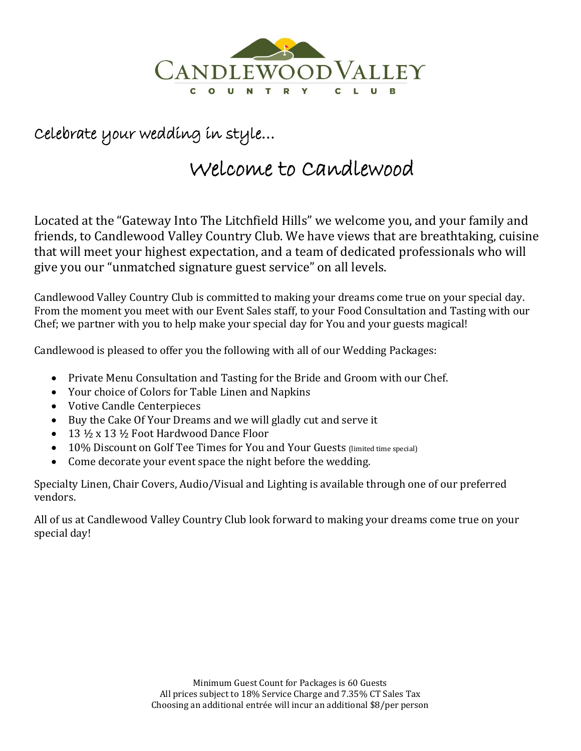# CANDLEWOOD VALLEY

COUNTRY CLUB

## Celebrate your wedding in style…

# Welcome to Candlewood

Located at the "Gateway Into The Litchfield Hills" we welcome you, and your family and friends, to Candlewood Valley Country Club. We have views that are breathtaking, cuisine that will meet your highest expectation, and a team of dedicated professionals who will give you our "unmatched signature guest service" on all levels.

Candlewood Valley Country Club is committed to making your dreams come true on your special day. From the moment you meet with our Event Sales staff, to your Food Consultation and Tasting with our Chef; we partner with you to help make your special day for You and your guests magical!

Candlewood is pleased to offer you the following with all of our Wedding Packages:

- Private Menu Consultation and Tasting for the Bride and Groom with our Chef.
- Your choice of Colors for Table Linen and Napkins
- Votive Candle Centerpieces
- Buy the Cake Of Your Dreams and we will gladly cut and serve it
- 13 ½ x 13 ½ Foot Hardwood Dance Floor
- 10% Discount on Golf Tee Times for You and Your Guests (limited time special)
- Come decorate your event space the night before the wedding.

Specialty Linen, Chair Covers, Audio/Visual and Lighting is available through one of our preferred vendors.

All of us at Candlewood Valley Country Club look forward to making your dreams come true on your special day!

Minimum Guest Count for Packages is 60 Guests
All prices subject to 18% Service Charge and 7.35% CT Sales Tax
Choosing an additional entrée will incur an additional $8/per person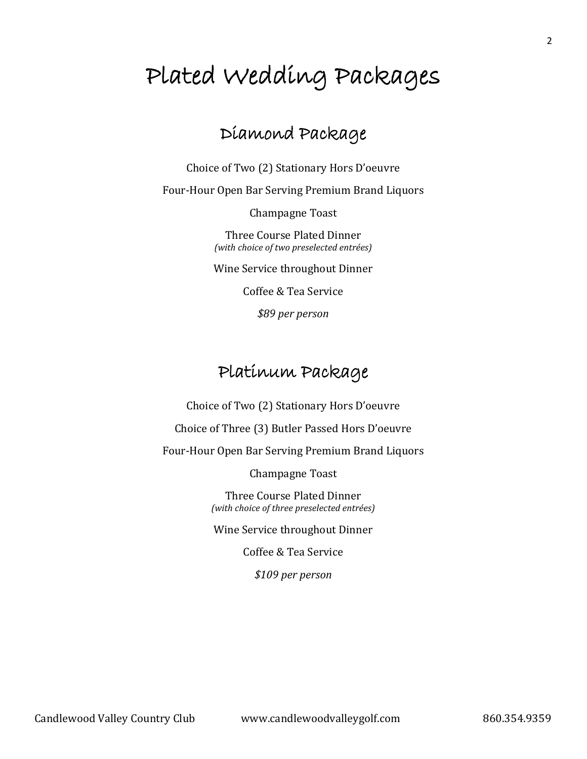# Plated Wedding Packages

## Diamond Package

Choice of Two (2) Stationary Hors D'oeuvre

Four-Hour Open Bar Serving Premium Brand Liquors

Champagne Toast

Three Course Plated Dinner
*(with choice of two preselected entrées)*

Wine Service throughout Dinner

Coffee & Tea Service

*$89 per person*

## Platinum Package

Choice of Two (2) Stationary Hors D'oeuvre

Choice of Three (3) Butler Passed Hors D'oeuvre

Four-Hour Open Bar Serving Premium Brand Liquors

Champagne Toast

Three Course Plated Dinner
*(with choice of three preselected entrées)*

Wine Service throughout Dinner

Coffee & Tea Service

*$109 per person*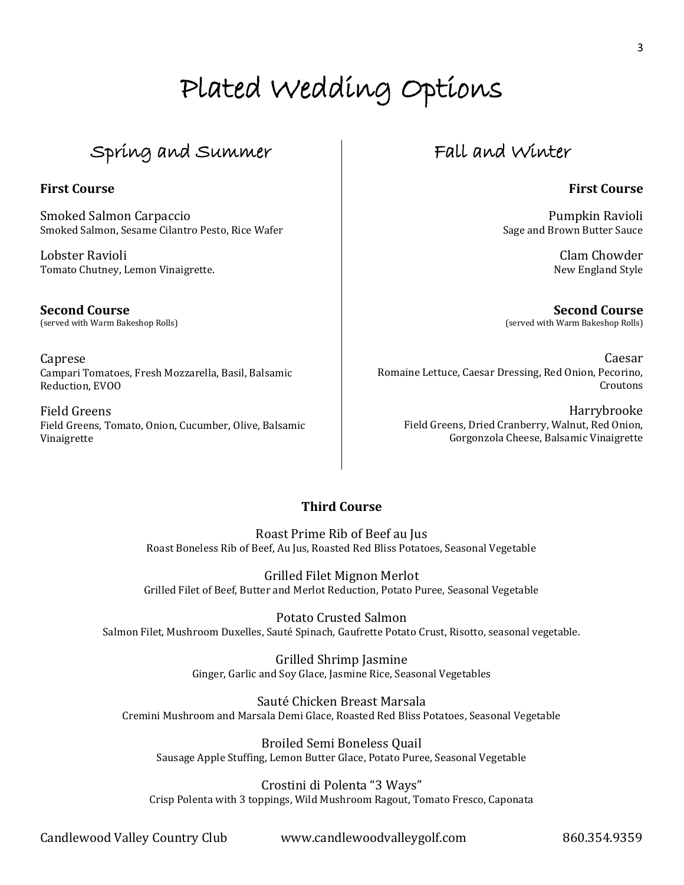# Plated Wedding Options

## Spring and Summer

**First Course**

Smoked Salmon Carpaccio
Smoked Salmon, Sesame Cilantro Pesto, Rice Wafer

Lobster Ravioli
Tomato Chutney, Lemon Vinaigrette.

**Second Course**
(served with Warm Bakeshop Rolls)

Caprese
Campari Tomatoes, Fresh Mozzarella, Basil, Balsamic Reduction, EVOO

Field Greens
Field Greens, Tomato, Onion, Cucumber, Olive, Balsamic Vinaigrette

## Fall and Winter

**First Course**

Pumpkin Ravioli
Sage and Brown Butter Sauce

Clam Chowder
New England Style

**Second Course**
(served with Warm Bakeshop Rolls)

Caesar
Romaine Lettuce, Caesar Dressing, Red Onion, Pecorino, Croutons

Harrybrooke
Field Greens, Dried Cranberry, Walnut, Red Onion, Gorgonzola Cheese, Balsamic Vinaigrette

**Third Course**

Roast Prime Rib of Beef au Jus
Roast Boneless Rib of Beef, Au Jus, Roasted Red Bliss Potatoes, Seasonal Vegetable

Grilled Filet Mignon Merlot
Grilled Filet of Beef, Butter and Merlot Reduction, Potato Puree, Seasonal Vegetable

Potato Crusted Salmon
Salmon Filet, Mushroom Duxelles, Sauté Spinach, Gaufrette Potato Crust, Risotto, seasonal vegetable.

Grilled Shrimp Jasmine
Ginger, Garlic and Soy Glace, Jasmine Rice, Seasonal Vegetables

Sauté Chicken Breast Marsala
Cremini Mushroom and Marsala Demi Glace, Roasted Red Bliss Potatoes, Seasonal Vegetable

Broiled Semi Boneless Quail
Sausage Apple Stuffing, Lemon Butter Glace, Potato Puree, Seasonal Vegetable

Crostini di Polenta "3 Ways"
Crisp Polenta with 3 toppings, Wild Mushroom Ragout, Tomato Fresco, Caponata

Candlewood Valley Country Club www.candlewoodvalleygolf.com 860.354.9359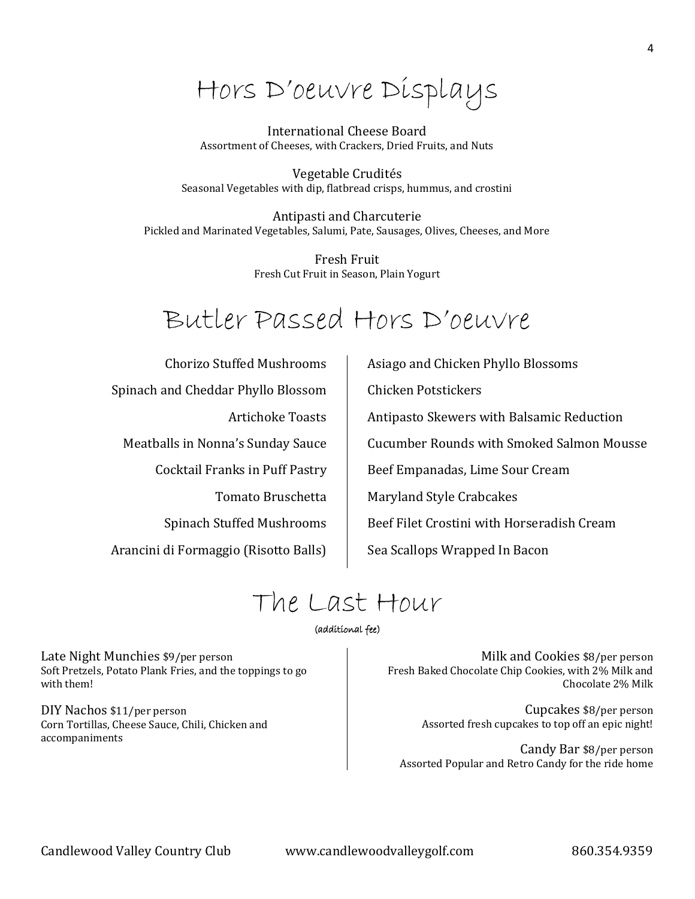# Hors D'oeuvre Displays

International Cheese Board
Assortment of Cheeses, with Crackers, Dried Fruits, and Nuts

Vegetable Crudités
Seasonal Vegetables with dip, flatbread crisps, hummus, and crostini

Antipasti and Charcuterie
Pickled and Marinated Vegetables, Salumi, Pate, Sausages, Olives, Cheeses, and More

Fresh Fruit
Fresh Cut Fruit in Season, Plain Yogurt

# Butler Passed Hors D'oeuvre

- Chorizo Stuffed Mushrooms
- Spinach and Cheddar Phyllo Blossom
- Artichoke Toasts
- Meatballs in Nonna's Sunday Sauce
- Cocktail Franks in Puff Pastry
- Tomato Bruschetta
- Spinach Stuffed Mushrooms
- Arancini di Formaggio (Risotto Balls)
- Asiago and Chicken Phyllo Blossoms
- Chicken Potstickers
- Antipasto Skewers with Balsamic Reduction
- Cucumber Rounds with Smoked Salmon Mousse
- Beef Empanadas, Lime Sour Cream
- Maryland Style Crabcakes
- Beef Filet Crostini with Horseradish Cream
- Sea Scallops Wrapped In Bacon

# The Last Hour

(additional fee)

Late Night Munchies $9/per person
Soft Pretzels, Potato Plank Fries, and the toppings to go with them!

DIY Nachos $11/per person
Corn Tortillas, Cheese Sauce, Chili, Chicken and accompaniments

Milk and Cookies $8/per person
Fresh Baked Chocolate Chip Cookies, with 2% Milk and Chocolate 2% Milk

Cupcakes $8/per person
Assorted fresh cupcakes to top off an epic night!

Candy Bar $8/per person
Assorted Popular and Retro Candy for the ride home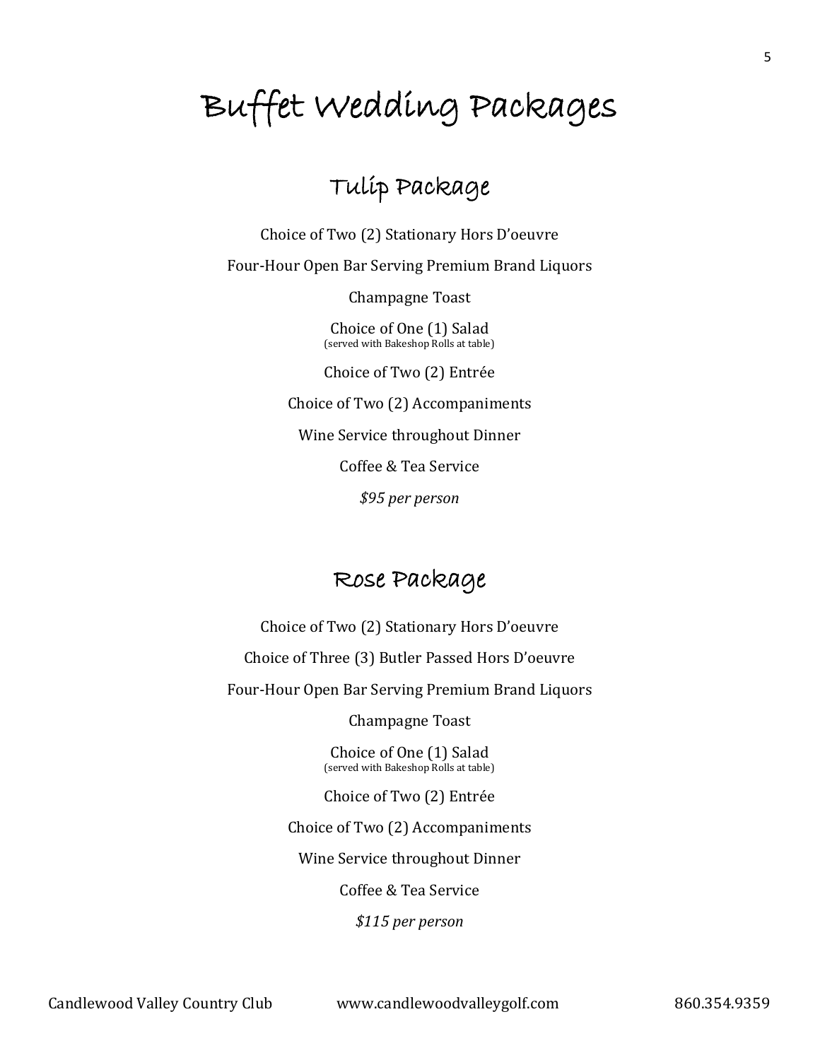# Buffet Wedding Packages

## Tulip Package

Choice of Two (2) Stationary Hors D'oeuvre

Four-Hour Open Bar Serving Premium Brand Liquors

Champagne Toast

Choice of One (1) Salad
(served with Bakeshop Rolls at table)

Choice of Two (2) Entrée

Choice of Two (2) Accompaniments

Wine Service throughout Dinner

Coffee & Tea Service

*$95 per person*

## Rose Package

Choice of Two (2) Stationary Hors D'oeuvre

Choice of Three (3) Butler Passed Hors D'oeuvre

Four-Hour Open Bar Serving Premium Brand Liquors

Champagne Toast

Choice of One (1) Salad
(served with Bakeshop Rolls at table)

Choice of Two (2) Entrée

Choice of Two (2) Accompaniments

Wine Service throughout Dinner

Coffee & Tea Service

*$115 per person*

Candlewood Valley Country Club www.candlewoodvalleygolf.com 860.354.9359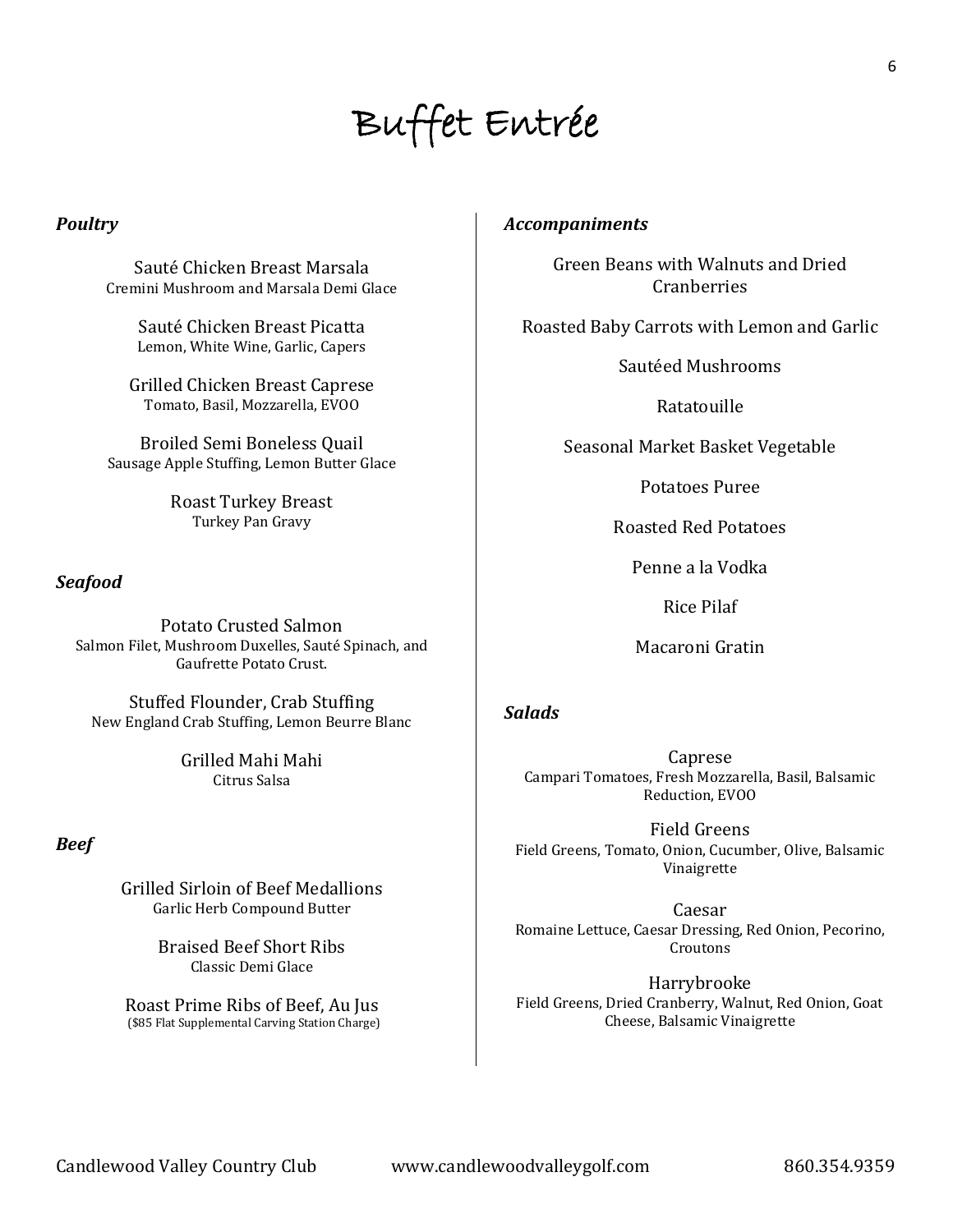# Buffet Entrée

### *Poultry*

Sauté Chicken Breast Marsala
Cremini Mushroom and Marsala Demi Glace

Sauté Chicken Breast Picatta
Lemon, White Wine, Garlic, Capers

Grilled Chicken Breast Caprese
Tomato, Basil, Mozzarella, EVOO

Broiled Semi Boneless Quail
Sausage Apple Stuffing, Lemon Butter Glace

Roast Turkey Breast
Turkey Pan Gravy

### *Seafood*

Potato Crusted Salmon
Salmon Filet, Mushroom Duxelles, Sauté Spinach, and Gaufrette Potato Crust.

Stuffed Flounder, Crab Stuffing
New England Crab Stuffing, Lemon Beurre Blanc

Grilled Mahi Mahi
Citrus Salsa

### *Beef*

Grilled Sirloin of Beef Medallions
Garlic Herb Compound Butter

Braised Beef Short Ribs
Classic Demi Glace

Roast Prime Ribs of Beef, Au Jus
($85 Flat Supplemental Carving Station Charge)

### *Accompaniments*

Green Beans with Walnuts and Dried Cranberries

Roasted Baby Carrots with Lemon and Garlic

Sautéed Mushrooms

Ratatouille

Seasonal Market Basket Vegetable

Potatoes Puree

Roasted Red Potatoes

Penne a la Vodka

Rice Pilaf

Macaroni Gratin

### *Salads*

Caprese
Campari Tomatoes, Fresh Mozzarella, Basil, Balsamic Reduction, EVOO

Field Greens
Field Greens, Tomato, Onion, Cucumber, Olive, Balsamic Vinaigrette

Caesar
Romaine Lettuce, Caesar Dressing, Red Onion, Pecorino, Croutons

Harrybrooke
Field Greens, Dried Cranberry, Walnut, Red Onion, Goat Cheese, Balsamic Vinaigrette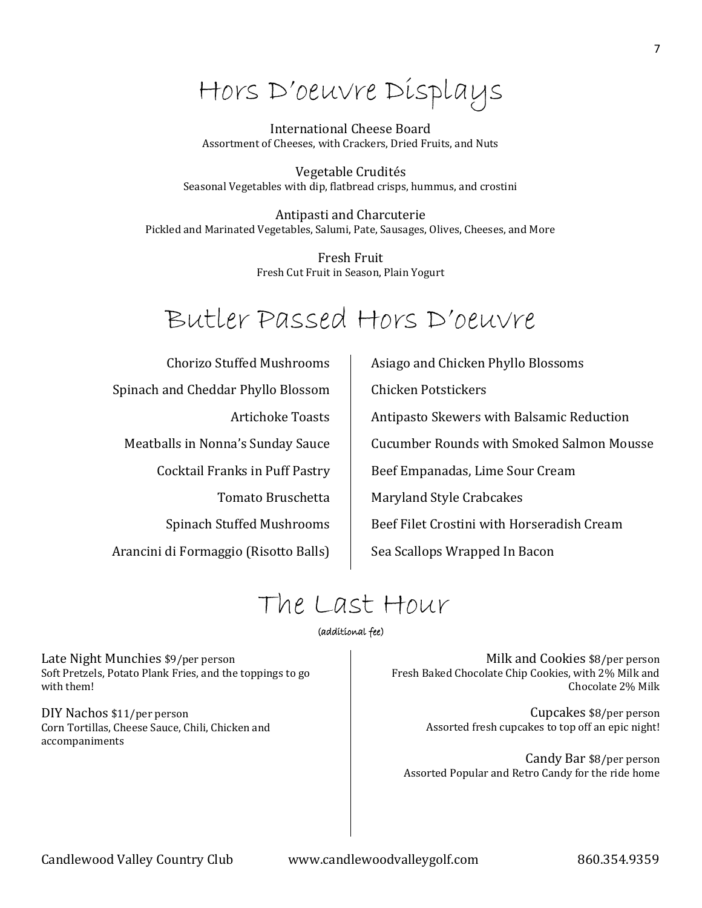# Hors D'oeuvre Displays

International Cheese Board
Assortment of Cheeses, with Crackers, Dried Fruits, and Nuts

Vegetable Crudités
Seasonal Vegetables with dip, flatbread crisps, hummus, and crostini

Antipasti and Charcuterie
Pickled and Marinated Vegetables, Salumi, Pate, Sausages, Olives, Cheeses, and More

Fresh Fruit
Fresh Cut Fruit in Season, Plain Yogurt

# Butler Passed Hors D'oeuvre

- Chorizo Stuffed Mushrooms
- Spinach and Cheddar Phyllo Blossom
- Artichoke Toasts
- Meatballs in Nonna's Sunday Sauce
- Cocktail Franks in Puff Pastry
- Tomato Bruschetta
- Spinach Stuffed Mushrooms
- Arancini di Formaggio (Risotto Balls)
- Asiago and Chicken Phyllo Blossoms
- Chicken Potstickers
- Antipasto Skewers with Balsamic Reduction
- Cucumber Rounds with Smoked Salmon Mousse
- Beef Empanadas, Lime Sour Cream
- Maryland Style Crabcakes
- Beef Filet Crostini with Horseradish Cream
- Sea Scallops Wrapped In Bacon

# The Last Hour

(additional fee)

Late Night Munchies $9/per person
Soft Pretzels, Potato Plank Fries, and the toppings to go with them!

DIY Nachos $11/per person
Corn Tortillas, Cheese Sauce, Chili, Chicken and accompaniments

Milk and Cookies $8/per person
Fresh Baked Chocolate Chip Cookies, with 2% Milk and Chocolate 2% Milk

Cupcakes $8/per person
Assorted fresh cupcakes to top off an epic night!

Candy Bar $8/per person
Assorted Popular and Retro Candy for the ride home

Candlewood Valley Country Club www.candlewoodvalleygolf.com 860.354.9359